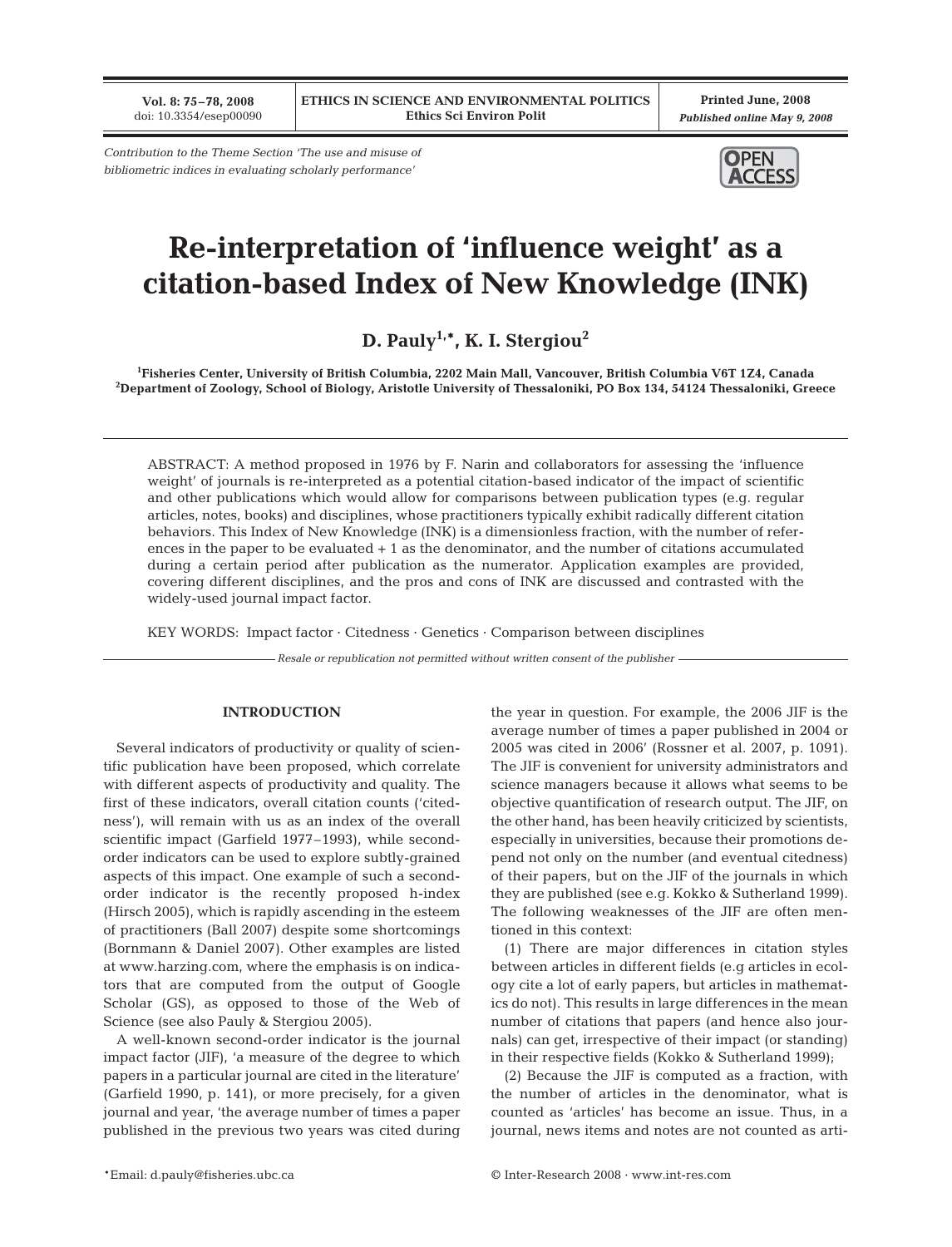*Contribution to the Theme Section 'The use and misuse of bibliometric indices in evaluating scholarly performance'*

# Re-interpretation of 'influence weight' as a citation-based Index of New Knowledge (INK)

**D. Pauly[1,*], K. I. Stergiou[2]**

[1]Fisheries Center, University of British Columbia, 2202 Main Mall, Vancouver, British Columbia V6T 1Z4, Canada
[2]Department of Zoology, School of Biology, Aristotle University of Thessaloniki, PO Box 134, 54124 Thessaloniki, Greece

ABSTRACT: A method proposed in 1976 by F. Narin and collaborators for assessing the 'influence weight' of journals is re-interpreted as a potential citation-based indicator of the impact of scientific and other publications which would allow for comparisons between publication types (e.g. regular articles, notes, books) and disciplines, whose practitioners typically exhibit radically different citation behaviors. This Index of New Knowledge (INK) is a dimensionless fraction, with the number of references in the paper to be evaluated + 1 as the denominator, and the number of citations accumulated during a certain period after publication as the numerator. Application examples are provided, covering different disciplines, and the pros and cons of INK are discussed and contrasted with the widely-used journal impact factor.

KEY WORDS: Impact factor · Citedness · Genetics · Comparison between disciplines

*Resale or republication not permitted without written consent of the publisher*

## INTRODUCTION

Several indicators of productivity or quality of scientific publication have been proposed, which correlate with different aspects of productivity and quality. The first of these indicators, overall citation counts ('citedness'), will remain with us as an index of the overall scientific impact (Garfield 1977–1993), while second-order indicators can be used to explore subtly-grained aspects of this impact. One example of such a second-order indicator is the recently proposed h-index (Hirsch 2005), which is rapidly ascending in the esteem of practitioners (Ball 2007) despite some shortcomings (Bornmann & Daniel 2007). Other examples are listed at www.harzing.com, where the emphasis is on indicators that are computed from the output of Google Scholar (GS), as opposed to those of the Web of Science (see also Pauly & Stergiou 2005).

A well-known second-order indicator is the journal impact factor (JIF), 'a measure of the degree to which papers in a particular journal are cited in the literature' (Garfield 1990, p. 141), or more precisely, for a given journal and year, 'the average number of times a paper published in the previous two years was cited during the year in question. For example, the 2006 JIF is the average number of times a paper published in 2004 or 2005 was cited in 2006' (Rossner et al. 2007, p. 1091). The JIF is convenient for university administrators and science managers because it allows what seems to be objective quantification of research output. The JIF, on the other hand, has been heavily criticized by scientists, especially in universities, because their promotions depend not only on the number (and eventual citedness) of their papers, but on the JIF of the journals in which they are published (see e.g. Kokko & Sutherland 1999). The following weaknesses of the JIF are often mentioned in this context:

(1) There are major differences in citation styles between articles in different fields (e.g articles in ecology cite a lot of early papers, but articles in mathematics do not). This results in large differences in the mean number of citations that papers (and hence also journals) can get, irrespective of their impact (or standing) in their respective fields (Kokko & Sutherland 1999);

(2) Because the JIF is computed as a fraction, with the number of articles in the denominator, what is counted as 'articles' has become an issue. Thus, in a journal, news items and notes are not counted as arti-

*Email: d.pauly@fisheries.ubc.ca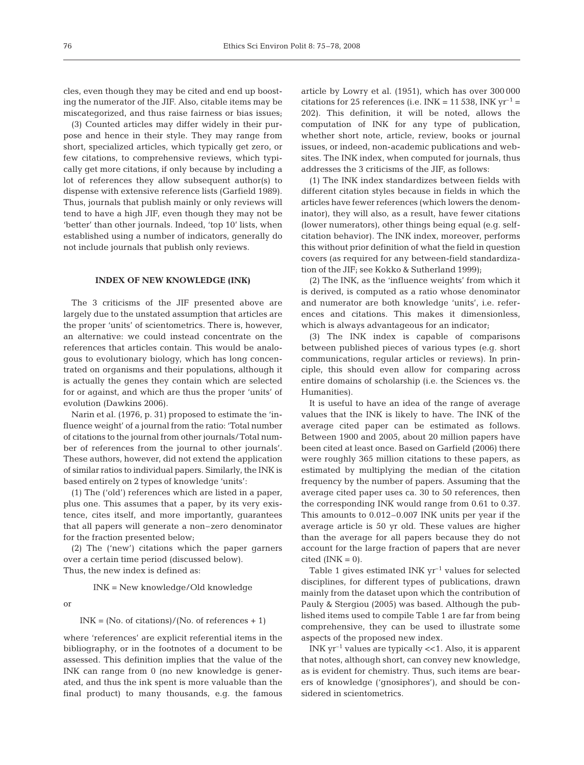cles, even though they may be cited and end up boosting the numerator of the JIF. Also, citable items may be miscategorized, and thus raise fairness or bias issues;

(3) Counted articles may differ widely in their purpose and hence in their style. They may range from short, specialized articles, which typically get zero, or few citations, to comprehensive reviews, which typically get more citations, if only because by including a lot of references they allow subsequent author(s) to dispense with extensive reference lists (Garfield 1989). Thus, journals that publish mainly or only reviews will tend to have a high JIF, even though they may not be 'better' than other journals. Indeed, 'top 10' lists, when established using a number of indicators, generally do not include journals that publish only reviews.

## INDEX OF NEW KNOWLEDGE (INK)

The 3 criticisms of the JIF presented above are largely due to the unstated assumption that articles are the proper 'units' of scientometrics. There is, however, an alternative: we could instead concentrate on the references that articles contain. This would be analogous to evolutionary biology, which has long concentrated on organisms and their populations, although it is actually the genes they contain which are selected for or against, and which are thus the proper 'units' of evolution (Dawkins 2006).

Narin et al. (1976, p. 31) proposed to estimate the 'influence weight' of a journal from the ratio: 'Total number of citations to the journal from other journals/Total number of references from the journal to other journals'. These authors, however, did not extend the application of similar ratios to individual papers. Similarly, the INK is based entirely on 2 types of knowledge 'units':

(1) The ('old') references which are listed in a paper, plus one. This assumes that a paper, by its very existence, cites itself, and more importantly, guarantees that all papers will generate a non–zero denominator for the fraction presented below;

(2) The ('new') citations which the paper garners over a certain time period (discussed below).

Thus, the new index is defined as:

$$\text{INK} = \text{New knowledge/Old knowledge}$$

or

$$\text{INK} = (\text{No. of citations})/(\text{No. of references} + 1)$$

where 'references' are explicit referential items in the bibliography, or in the footnotes of a document to be assessed. This definition implies that the value of the INK can range from 0 (no new knowledge is generated, and thus the ink spent is more valuable than the final product) to many thousands, e.g. the famous article by Lowry et al. (1951), which has over 300 000 citations for 25 references (i.e. INK = 11 538, INK $\text{yr}^{-1}$ = 202). This definition, it will be noted, allows the computation of INK for any type of publication, whether short note, article, review, books or journal issues, or indeed, non-academic publications and websites. The INK index, when computed for journals, thus addresses the 3 criticisms of the JIF, as follows:

(1) The INK index standardizes between fields with different citation styles because in fields in which the articles have fewer references (which lowers the denominator), they will also, as a result, have fewer citations (lower numerators), other things being equal (e.g. self-citation behavior). The INK index, moreover, performs this without prior definition of what the field in question covers (as required for any between-field standardization of the JIF; see Kokko & Sutherland 1999);

(2) The INK, as the 'influence weights' from which it is derived, is computed as a ratio whose denominator and numerator are both knowledge 'units', i.e. references and citations. This makes it dimensionless, which is always advantageous for an indicator;

(3) The INK index is capable of comparisons between published pieces of various types (e.g. short communications, regular articles or reviews). In principle, this should even allow for comparing across entire domains of scholarship (i.e. the Sciences vs. the Humanities).

It is useful to have an idea of the range of average values that the INK is likely to have. The INK of the average cited paper can be estimated as follows. Between 1900 and 2005, about 20 million papers have been cited at least once. Based on Garfield (2006) there were roughly 365 million citations to these papers, as estimated by multiplying the median of the citation frequency by the number of papers. Assuming that the average cited paper uses ca. 30 to 50 references, then the corresponding INK would range from 0.61 to 0.37. This amounts to 0.012–0.007 INK units per year if the average article is 50 yr old. These values are higher than the average for all papers because they do not account for the large fraction of papers that are never cited (INK = 0).

Table 1 gives estimated INK $\text{yr}^{-1}$ values for selected disciplines, for different types of publications, drawn mainly from the dataset upon which the contribution of Pauly & Stergiou (2005) was based. Although the published items used to compile Table 1 are far from being comprehensive, they can be used to illustrate some aspects of the proposed new index.

INK $\text{yr}^{-1}$ values are typically <<1. Also, it is apparent that notes, although short, can convey new knowledge, as is evident for chemistry. Thus, such items are bearers of knowledge ('gnosiphores'), and should be considered in scientometrics.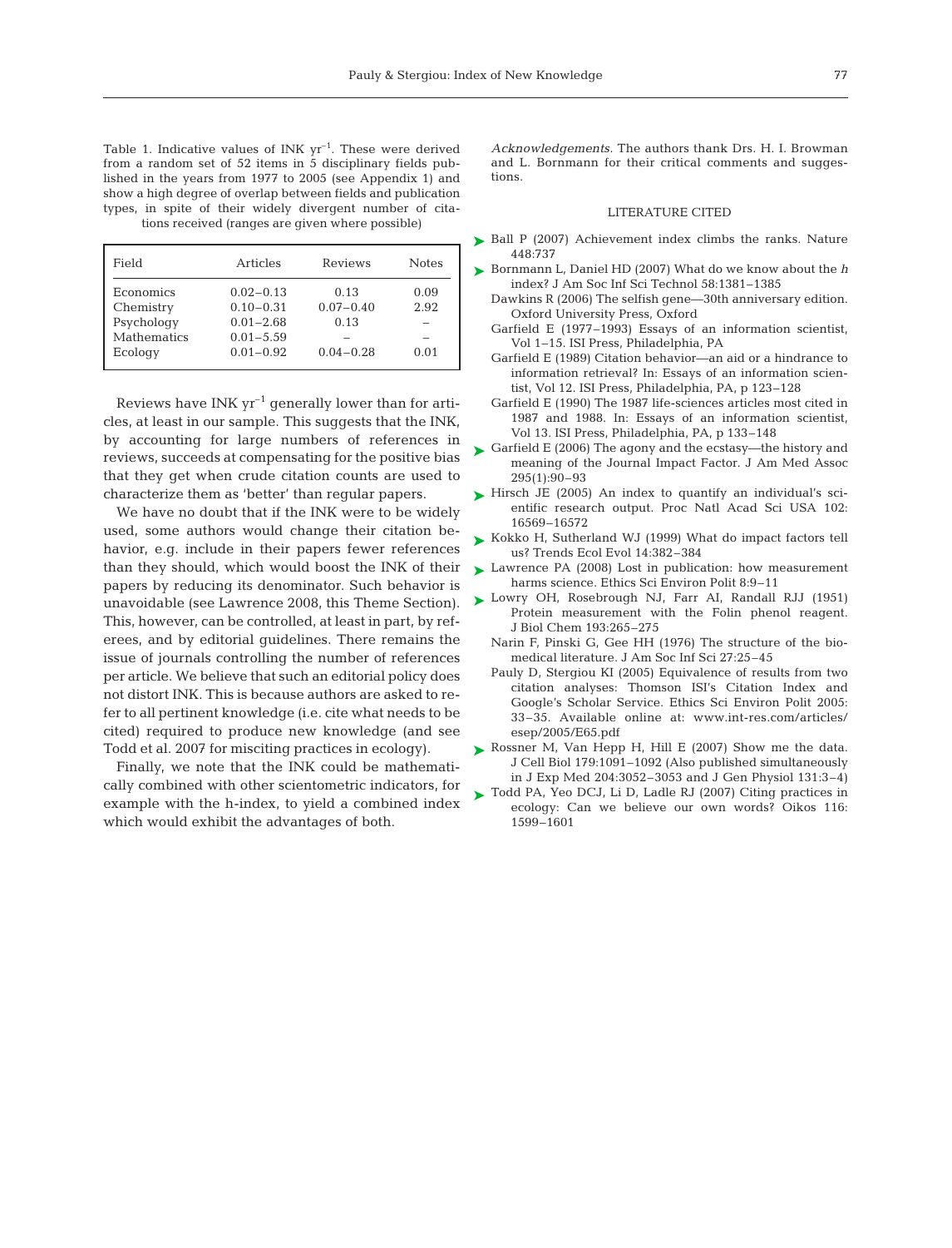Table 1. Indicative values of INK $yr^{-1}$. These were derived from a random set of 52 items in 5 disciplinary fields published in the years from 1977 to 2005 (see Appendix 1) and show a high degree of overlap between fields and publication types, in spite of their widely divergent number of citations received (ranges are given where possible)

| Field | Articles | Reviews | Notes |
|---|---|---|---|
| Economics | 0.02–0.13 | 0.13 | 0.09 |
| Chemistry | 0.10–0.31 | 0.07–0.40 | 2.92 |
| Psychology | 0.01–2.68 | 0.13 | – |
| Mathematics | 0.01–5.59 | – | – |
| Ecology | 0.01–0.92 | 0.04–0.28 | 0.01 |

Reviews have INK $yr^{-1}$ generally lower than for articles, at least in our sample. This suggests that the INK, by accounting for large numbers of references in reviews, succeeds at compensating for the positive bias that they get when crude citation counts are used to characterize them as 'better' than regular papers.

We have no doubt that if the INK were to be widely used, some authors would change their citation behavior, e.g. include in their papers fewer references than they should, which would boost the INK of their papers by reducing its denominator. Such behavior is unavoidable (see Lawrence 2008, this Theme Section). This, however, can be controlled, at least in part, by referees, and by editorial guidelines. There remains the issue of journals controlling the number of references per article. We believe that such an editorial policy does not distort INK. This is because authors are asked to refer to all pertinent knowledge (i.e. cite what needs to be cited) required to produce new knowledge (and see Todd et al. 2007 for misciting practices in ecology).

Finally, we note that the INK could be mathematically combined with other scientometric indicators, for example with the h-index, to yield a combined index which would exhibit the advantages of both.

*Acknowledgements.* The authors thank Drs. H. I. Browman and L. Bornmann for their critical comments and suggestions.

## LITERATURE CITED

- Ball P (2007) Achievement index climbs the ranks. Nature 448:737
- Bornmann L, Daniel HD (2007) What do we know about the *h* index? J Am Soc Inf Sci Technol 58:1381–1385
- Dawkins R (2006) The selfish gene—30th anniversary edition. Oxford University Press, Oxford
- Garfield E (1977–1993) Essays of an information scientist, Vol 1–15. ISI Press, Philadelphia, PA
- Garfield E (1989) Citation behavior—an aid or a hindrance to information retrieval? In: Essays of an information scientist, Vol 12. ISI Press, Philadelphia, PA, p 123–128
- Garfield E (1990) The 1987 life-sciences articles most cited in 1987 and 1988. In: Essays of an information scientist, Vol 13. ISI Press, Philadelphia, PA, p 133–148
- Garfield E (2006) The agony and the ecstasy—the history and meaning of the Journal Impact Factor. J Am Med Assoc 295(1):90–93
- Hirsch JE (2005) An index to quantify an individual's scientific research output. Proc Natl Acad Sci USA 102: 16569–16572
- Kokko H, Sutherland WJ (1999) What do impact factors tell us? Trends Ecol Evol 14:382–384
- Lawrence PA (2008) Lost in publication: how measurement harms science. Ethics Sci Environ Polit 8:9–11
- Lowry OH, Rosebrough NJ, Farr AI, Randall RJJ (1951) Protein measurement with the Folin phenol reagent. J Biol Chem 193:265–275
- Narin F, Pinski G, Gee HH (1976) The structure of the biomedical literature. J Am Soc Inf Sci 27:25–45
- Pauly D, Stergiou KI (2005) Equivalence of results from two citation analyses: Thomson ISI's Citation Index and Google's Scholar Service. Ethics Sci Environ Polit 2005: 33–35. Available online at: www.int-res.com/articles/esep/2005/E65.pdf
- Rossner M, Van Hepp H, Hill E (2007) Show me the data. J Cell Biol 179:1091–1092 (Also published simultaneously in J Exp Med 204:3052–3053 and J Gen Physiol 131:3–4)
- Todd PA, Yeo DCJ, Li D, Ladle RJ (2007) Citing practices in ecology: Can we believe our own words? Oikos 116: 1599–1601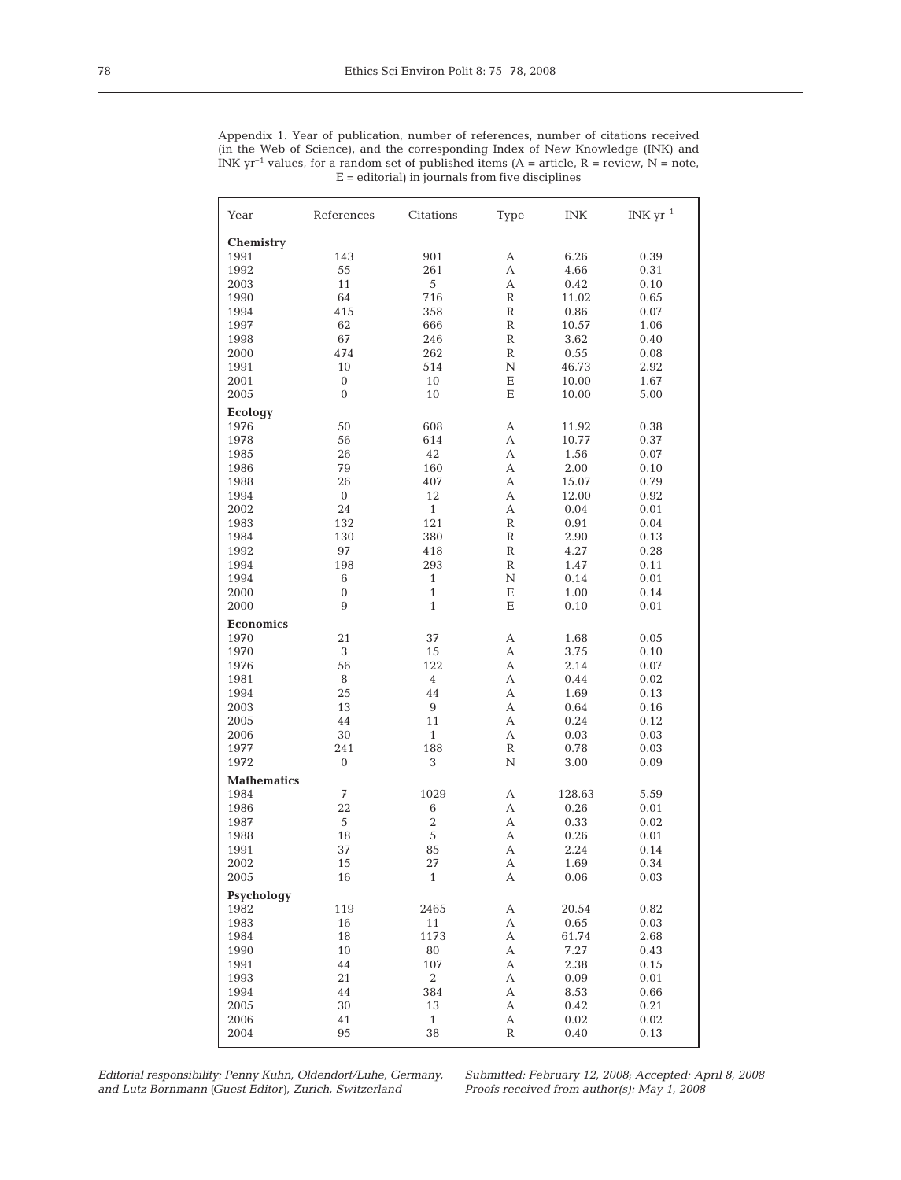Appendix 1. Year of publication, number of references, number of citations received (in the Web of Science), and the corresponding Index of New Knowledge (INK) and INK $yr^{-1}$ values, for a random set of published items (A = article, R = review, N = note, E = editorial) in journals from five disciplines

| Year | References | Citations | Type | INK | INK $yr^{-1}$ |
|---|---|---|---|---|---|
| **Chemistry** | | | | | |
| 1991 | 143 | 901 | A | 6.26 | 0.39 |
| 1992 | 55 | 261 | A | 4.66 | 0.31 |
| 2003 | 11 | 5 | A | 0.42 | 0.10 |
| 1990 | 64 | 716 | R | 11.02 | 0.65 |
| 1994 | 415 | 358 | R | 0.86 | 0.07 |
| 1997 | 62 | 666 | R | 10.57 | 1.06 |
| 1998 | 67 | 246 | R | 3.62 | 0.40 |
| 2000 | 474 | 262 | R | 0.55 | 0.08 |
| 1991 | 10 | 514 | N | 46.73 | 2.92 |
| 2001 | 0 | 10 | E | 10.00 | 1.67 |
| 2005 | 0 | 10 | E | 10.00 | 5.00 |
| **Ecology** | | | | | |
| 1976 | 50 | 608 | A | 11.92 | 0.38 |
| 1978 | 56 | 614 | A | 10.77 | 0.37 |
| 1985 | 26 | 42 | A | 1.56 | 0.07 |
| 1986 | 79 | 160 | A | 2.00 | 0.10 |
| 1988 | 26 | 407 | A | 15.07 | 0.79 |
| 1994 | 0 | 12 | A | 12.00 | 0.92 |
| 2002 | 24 | 1 | A | 0.04 | 0.01 |
| 1983 | 132 | 121 | R | 0.91 | 0.04 |
| 1984 | 130 | 380 | R | 2.90 | 0.13 |
| 1992 | 97 | 418 | R | 4.27 | 0.28 |
| 1994 | 198 | 293 | R | 1.47 | 0.11 |
| 1994 | 6 | 1 | N | 0.14 | 0.01 |
| 2000 | 0 | 1 | E | 1.00 | 0.14 |
| 2000 | 9 | 1 | E | 0.10 | 0.01 |
| **Economics** | | | | | |
| 1970 | 21 | 37 | A | 1.68 | 0.05 |
| 1970 | 3 | 15 | A | 3.75 | 0.10 |
| 1976 | 56 | 122 | A | 2.14 | 0.07 |
| 1981 | 8 | 4 | A | 0.44 | 0.02 |
| 1994 | 25 | 44 | A | 1.69 | 0.13 |
| 2003 | 13 | 9 | A | 0.64 | 0.16 |
| 2005 | 44 | 11 | A | 0.24 | 0.12 |
| 2006 | 30 | 1 | A | 0.03 | 0.03 |
| 1977 | 241 | 188 | R | 0.78 | 0.03 |
| 1972 | 0 | 3 | N | 3.00 | 0.09 |
| **Mathematics** | | | | | |
| 1984 | 7 | 1029 | A | 128.63 | 5.59 |
| 1986 | 22 | 6 | A | 0.26 | 0.01 |
| 1987 | 5 | 2 | A | 0.33 | 0.02 |
| 1988 | 18 | 5 | A | 0.26 | 0.01 |
| 1991 | 37 | 85 | A | 2.24 | 0.14 |
| 2002 | 15 | 27 | A | 1.69 | 0.34 |
| 2005 | 16 | 1 | A | 0.06 | 0.03 |
| **Psychology** | | | | | |
| 1982 | 119 | 2465 | A | 20.54 | 0.82 |
| 1983 | 16 | 11 | A | 0.65 | 0.03 |
| 1984 | 18 | 1173 | A | 61.74 | 2.68 |
| 1990 | 10 | 80 | A | 7.27 | 0.43 |
| 1991 | 44 | 107 | A | 2.38 | 0.15 |
| 1993 | 21 | 2 | A | 0.09 | 0.01 |
| 1994 | 44 | 384 | A | 8.53 | 0.66 |
| 2005 | 30 | 13 | A | 0.42 | 0.21 |
| 2006 | 41 | 1 | A | 0.02 | 0.02 |
| 2004 | 95 | 38 | R | 0.40 | 0.13 |

*Editorial responsibility: Penny Kuhn, Oldendorf/Luhe, Germany, and Lutz Bornmann (Guest Editor), Zurich, Switzerland*

*Submitted: February 12, 2008; Accepted: April 8, 2008*
*Proofs received from author(s): May 1, 2008*